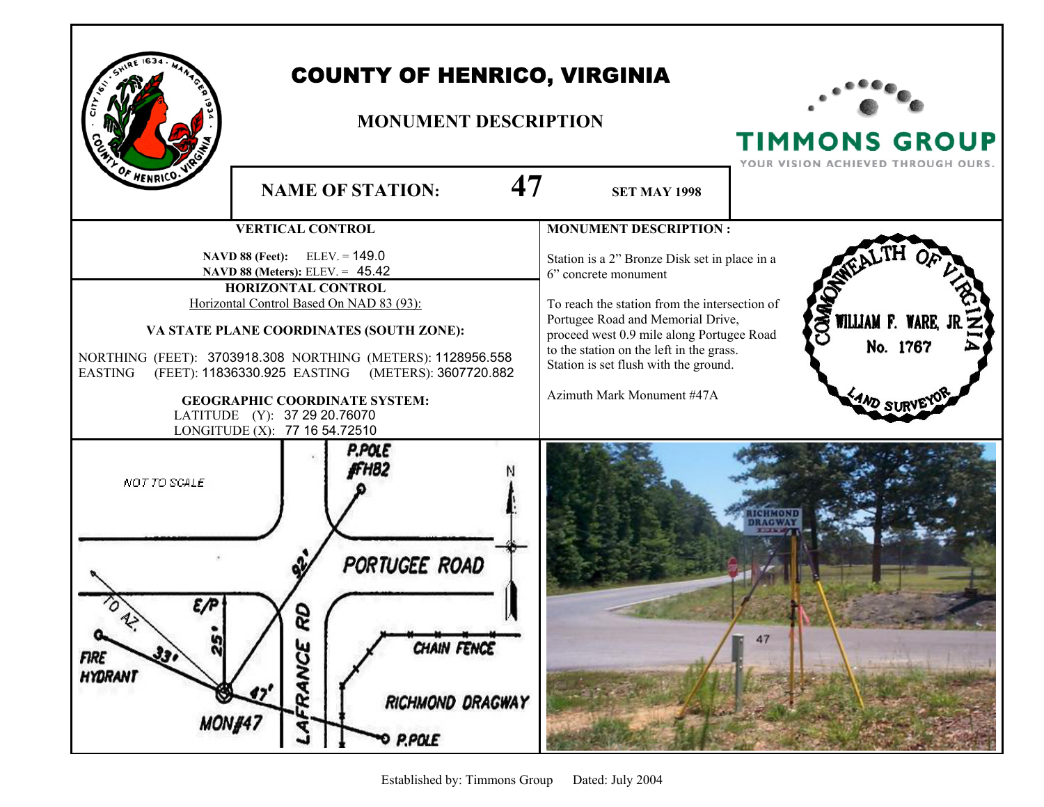# COUNTY OF HENRICO, VIRGINIA

## MONUMENT DESCRIPTION

TIMMONS GROUP
YOUR VISION ACHIEVED THROUGH OURS.

**NAME OF STATION:** **47** **SET MAY 1998**

### VERTICAL CONTROL

**NAVD 88 (Feet):** ELEV. = 149.0
**NAVD 88 (Meters):** ELEV. = 45.42

### HORIZONTAL CONTROL

Horizontal Control Based On NAD 83 (93):

**VA STATE PLANE COORDINATES (SOUTH ZONE):**

NORTHING (FEET): 3703918.308 NORTHING (METERS): 1128956.558
EASTING (FEET): 11836330.925 EASTING (METERS): 3607720.882

**GEOGRAPHIC COORDINATE SYSTEM:**
LATITUDE (Y): 37 29 20.76070
LONGITUDE (X): 77 16 54.72510

### MONUMENT DESCRIPTION :

Station is a 2" Bronze Disk set in place in a 6" concrete monument

To reach the station from the intersection of Portugee Road and Memorial Drive, proceed west 0.9 mile along Portugee Road to the station on the left in the grass. Station is set flush with the ground.

Azimuth Mark Monument #47A

COMMONWEALTH OF VIRGINIA
WILLIAM F. WARE, JR.
No. 1767
LAND SURVEYOR

NOT TO SCALE

P.POLE #FH82

N

PORTUGEE ROAD

TO AZ.

E/P

92'

25'

33'

47'

FIRE HYDRANT

MON#47

LAFRANCE RD

CHAIN FENCE

RICHMOND DRAGWAY

P.POLE

Established by: Timmons Group Dated: July 2004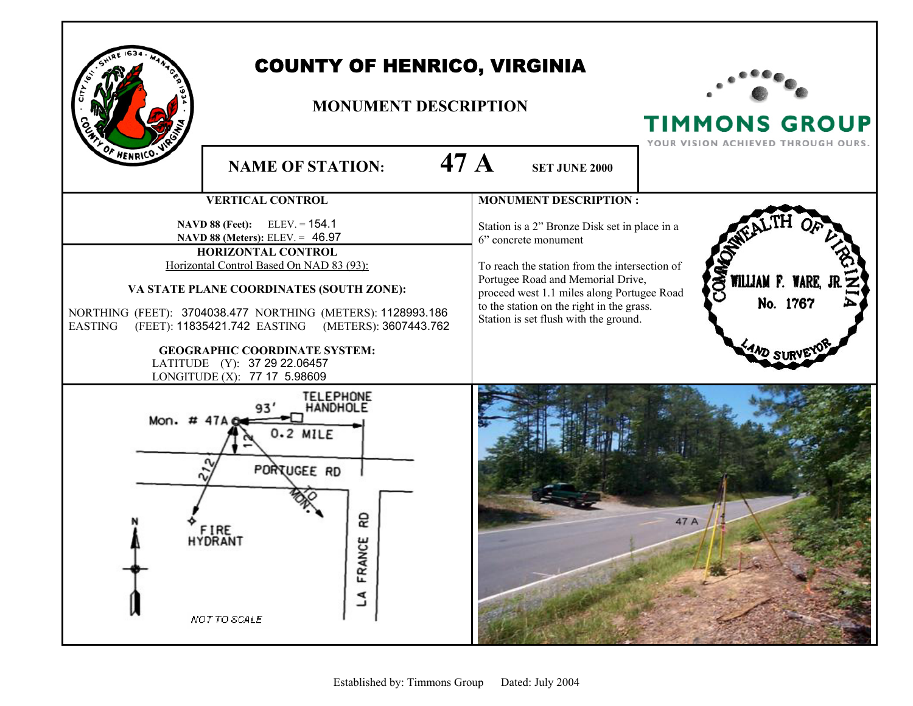# COUNTY OF HENRICO, VIRGINIA

## MONUMENT DESCRIPTION

TIMMONS GROUP

YOUR VISION ACHIEVED THROUGH OURS.

**NAME OF STATION:** **47 A** **SET JUNE 2000**

### VERTICAL CONTROL

**NAVD 88 (Feet):** ELEV. = 154.1
**NAVD 88 (Meters):** ELEV. = 46.97

### HORIZONTAL CONTROL

Horizontal Control Based On NAD 83 (93):

**VA STATE PLANE COORDINATES (SOUTH ZONE):**

NORTHING (FEET): 3704038.477 NORTHING (METERS): 1128993.186
EASTING (FEET): 11835421.742 EASTING (METERS): 3607443.762

**GEOGRAPHIC COORDINATE SYSTEM:**

LATITUDE (Y): 37 29 22.06457
LONGITUDE (X): 77 17 5.98609

### MONUMENT DESCRIPTION :

Station is a 2" Bronze Disk set in place in a 6" concrete monument

To reach the station from the intersection of Portugee Road and Memorial Drive, proceed west 1.1 miles along Portugee Road to the station on the right in the grass. Station is set flush with the ground.

COMMONWEALTH OF VIRGINIA
WILLIAM F. WARE, JR.
No. 1767
LAND SURVEYOR

Mon. # 47A
93'
TELEPHONE HANDHOLE
0.2 MILE
12
212
PORTUGEE RD
TO MON.
FIRE HYDRANT
LA FRANCE RD
N
NOT TO SCALE

47 A

Established by: Timmons Group Dated: July 2004